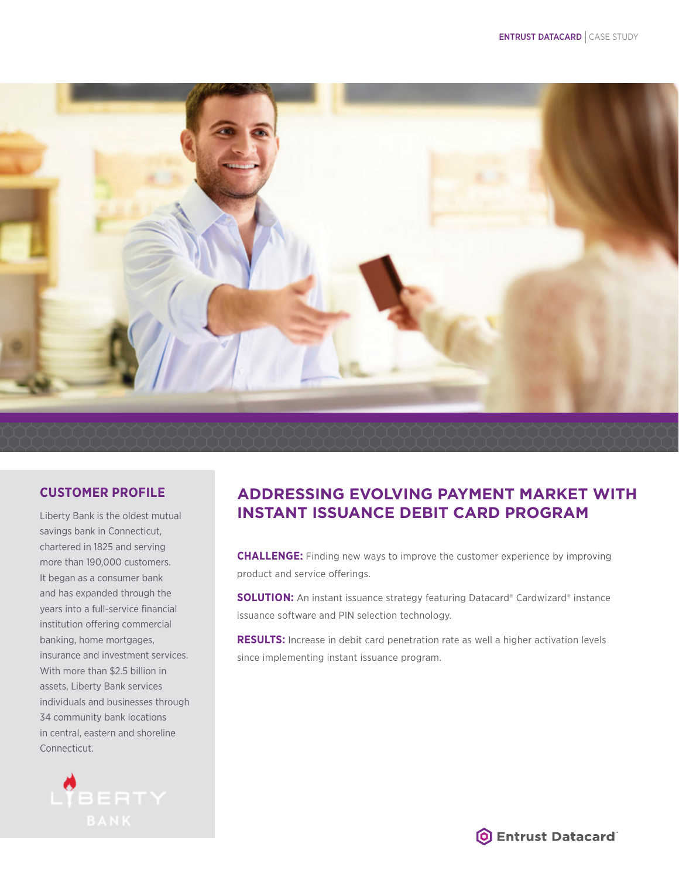## CUSTOMER PROFILE

Liberty Bank is the oldest mutual savings bank in Connecticut, chartered in 1825 and serving more than 190,000 customers. It began as a consumer bank and has expanded through the years into a full-service financial institution offering commercial banking, home mortgages, insurance and investment services. With more than $2.5 billion in assets, Liberty Bank services individuals and businesses through 34 community bank locations in central, eastern and shoreline Connecticut.

# ADDRESSING EVOLVING PAYMENT MARKET WITH INSTANT ISSUANCE DEBIT CARD PROGRAM

**CHALLENGE:** Finding new ways to improve the customer experience by improving product and service offerings.

**SOLUTION:** An instant issuance strategy featuring Datacard® Cardwizard® instance issuance software and PIN selection technology.

**RESULTS:** Increase in debit card penetration rate as well a higher activation levels since implementing instant issuance program.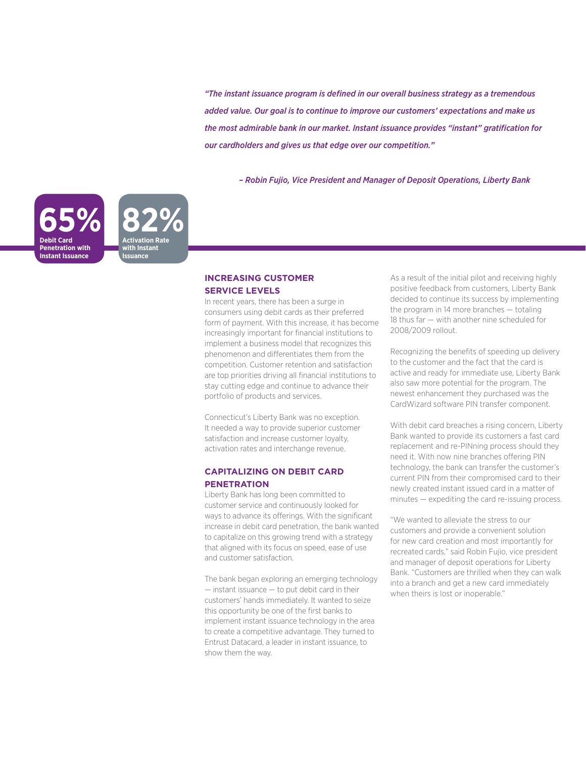*"The instant issuance program is defined in our overall business strategy as a tremendous added value. Our goal is to continue to improve our customers' expectations and make us the most admirable bank in our market. Instant issuance provides "instant" gratification for our cardholders and gives us that edge over our competition."*

*– Robin Fujio, Vice President and Manager of Deposit Operations, Liberty Bank*

**65%** Debit Card Penetration with Instant Issuance

**82%** Activation Rate with Instant Issuance

## INCREASING CUSTOMER SERVICE LEVELS

In recent years, there has been a surge in consumers using debit cards as their preferred form of payment. With this increase, it has become increasingly important for financial institutions to implement a business model that recognizes this phenomenon and differentiates them from the competition. Customer retention and satisfaction are top priorities driving all financial institutions to stay cutting edge and continue to advance their portfolio of products and services.

Connecticut's Liberty Bank was no exception. It needed a way to provide superior customer satisfaction and increase customer loyalty, activation rates and interchange revenue.

## CAPITALIZING ON DEBIT CARD PENETRATION

Liberty Bank has long been committed to customer service and continuously looked for ways to advance its offerings. With the significant increase in debit card penetration, the bank wanted to capitalize on this growing trend with a strategy that aligned with its focus on speed, ease of use and customer satisfaction.

The bank began exploring an emerging technology — instant issuance — to put debit card in their customers' hands immediately. It wanted to seize this opportunity be one of the first banks to implement instant issuance technology in the area to create a competitive advantage. They turned to Entrust Datacard, a leader in instant issuance, to show them the way.

As a result of the initial pilot and receiving highly positive feedback from customers, Liberty Bank decided to continue its success by implementing the program in 14 more branches — totaling 18 thus far — with another nine scheduled for 2008/2009 rollout.

Recognizing the benefits of speeding up delivery to the customer and the fact that the card is active and ready for immediate use, Liberty Bank also saw more potential for the program. The newest enhancement they purchased was the CardWizard software PIN transfer component.

With debit card breaches a rising concern, Liberty Bank wanted to provide its customers a fast card replacement and re-PINning process should they need it. With now nine branches offering PIN technology, the bank can transfer the customer's current PIN from their compromised card to their newly created instant issued card in a matter of minutes — expediting the card re-issuing process.

"We wanted to alleviate the stress to our customers and provide a convenient solution for new card creation and most importantly for recreated cards," said Robin Fujio, vice president and manager of deposit operations for Liberty Bank. "Customers are thrilled when they can walk into a branch and get a new card immediately when theirs is lost or inoperable."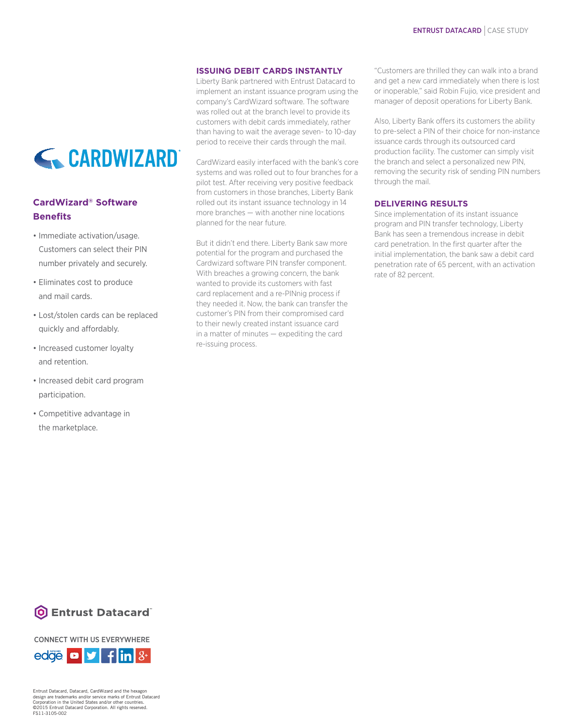CARDWIZARD®

## CardWizard® Software Benefits

- Immediate activation/usage. Customers can select their PIN number privately and securely.
- Eliminates cost to produce and mail cards.
- Lost/stolen cards can be replaced quickly and affordably.
- Increased customer loyalty and retention.
- Increased debit card program participation.
- Competitive advantage in the marketplace.

## ISSUING DEBIT CARDS INSTANTLY

Liberty Bank partnered with Entrust Datacard to implement an instant issuance program using the company's CardWizard software. The software was rolled out at the branch level to provide its customers with debit cards immediately, rather than having to wait the average seven- to 10-day period to receive their cards through the mail.

CardWizard easily interfaced with the bank's core systems and was rolled out to four branches for a pilot test. After receiving very positive feedback from customers in those branches, Liberty Bank rolled out its instant issuance technology in 14 more branches — with another nine locations planned for the near future.

But it didn't end there. Liberty Bank saw more potential for the program and purchased the Cardwizard software PIN transfer component. With breaches a growing concern, the bank wanted to provide its customers with fast card replacement and a re-PINnig process if they needed it. Now, the bank can transfer the customer's PIN from their compromised card to their newly created instant issuance card in a matter of minutes — expediting the card re-issuing process.

"Customers are thrilled they can walk into a brand and get a new card immediately when there is lost or inoperable," said Robin Fujio, vice president and manager of deposit operations for Liberty Bank.

Also, Liberty Bank offers its customers the ability to pre-select a PIN of their choice for non-instance issuance cards through its outsourced card production facility. The customer can simply visit the branch and select a personalized new PIN, removing the security risk of sending PIN numbers through the mail.

## DELIVERING RESULTS

Since implementation of its instant issuance program and PIN transfer technology, Liberty Bank has seen a tremendous increase in debit card penetration. In the first quarter after the initial implementation, the bank saw a debit card penetration rate of 65 percent, with an activation rate of 82 percent.

Entrust Datacard™

CONNECT WITH US EVERYWHERE

Entrust Datacard, Datacard, CardWizard and the hexagon design are trademarks and/or service marks of Entrust Datacard Corporation in the United States and/or other countries.
©2015 Entrust Datacard Corporation. All rights reserved.
FS11-3105-002